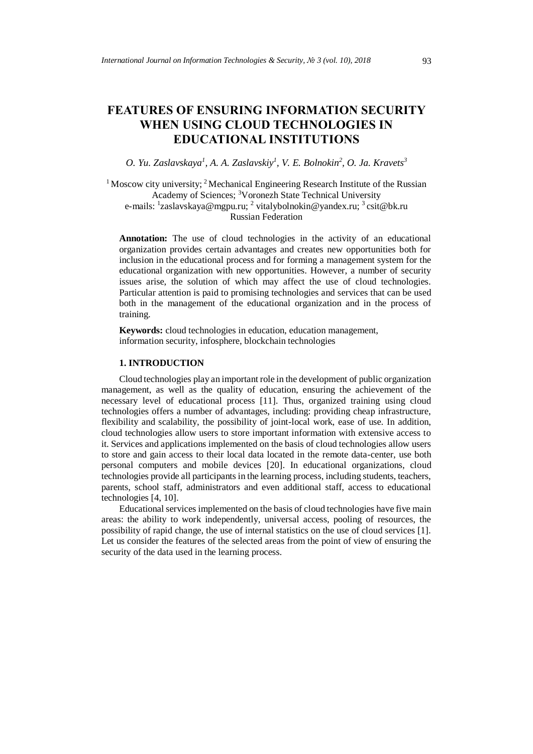# FEATURES OF ENSURING INFORMATION SECURITY WHEN USING CLOUD TECHNOLOGIES IN EDUCATIONAL INSTITUTIONS

*O. Yu. Zaslavskaya[1], A. A. Zaslavskiy[1], V. E. Bolnokin[2], O. Ja. Kravets[3]*

[1] Moscow city university; [2] Mechanical Engineering Research Institute of the Russian Academy of Sciences; [3]Voronezh State Technical University
e-mails: [1]zaslavskaya@mgpu.ru; [2] vitalybolnokin@yandex.ru; [3] csit@bk.ru
Russian Federation

**Annotation:** The use of cloud technologies in the activity of an educational organization provides certain advantages and creates new opportunities both for inclusion in the educational process and for forming a management system for the educational organization with new opportunities. However, a number of security issues arise, the solution of which may affect the use of cloud technologies. Particular attention is paid to promising technologies and services that can be used both in the management of the educational organization and in the process of training.

**Keywords:** cloud technologies in education, education management, information security, infosphere, blockchain technologies

## 1. INTRODUCTION

Cloud technologies play an important role in the development of public organization management, as well as the quality of education, ensuring the achievement of the necessary level of educational process [11]. Thus, organized training using cloud technologies offers a number of advantages, including: providing cheap infrastructure, flexibility and scalability, the possibility of joint-local work, ease of use. In addition, cloud technologies allow users to store important information with extensive access to it. Services and applications implemented on the basis of cloud technologies allow users to store and gain access to their local data located in the remote data-center, use both personal computers and mobile devices [20]. In educational organizations, cloud technologies provide all participants in the learning process, including students, teachers, parents, school staff, administrators and even additional staff, access to educational technologies [4, 10].

Educational services implemented on the basis of cloud technologies have five main areas: the ability to work independently, universal access, pooling of resources, the possibility of rapid change, the use of internal statistics on the use of cloud services [1]. Let us consider the features of the selected areas from the point of view of ensuring the security of the data used in the learning process.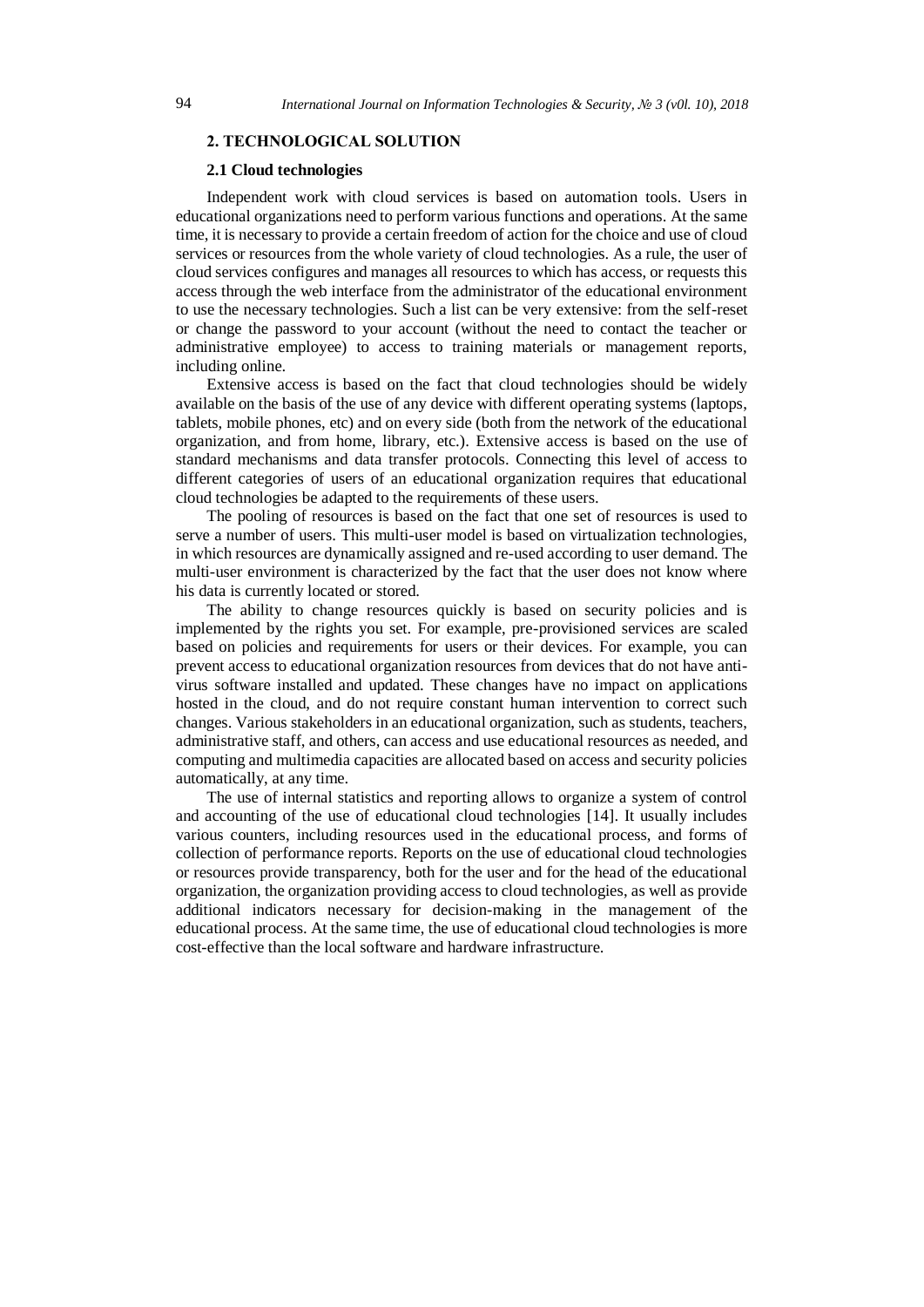## 2. TECHNOLOGICAL SOLUTION

### 2.1 Cloud technologies

Independent work with cloud services is based on automation tools. Users in educational organizations need to perform various functions and operations. At the same time, it is necessary to provide a certain freedom of action for the choice and use of cloud services or resources from the whole variety of cloud technologies. As a rule, the user of cloud services configures and manages all resources to which has access, or requests this access through the web interface from the administrator of the educational environment to use the necessary technologies. Such a list can be very extensive: from the self-reset or change the password to your account (without the need to contact the teacher or administrative employee) to access to training materials or management reports, including online.

Extensive access is based on the fact that cloud technologies should be widely available on the basis of the use of any device with different operating systems (laptops, tablets, mobile phones, etc) and on every side (both from the network of the educational organization, and from home, library, etc.). Extensive access is based on the use of standard mechanisms and data transfer protocols. Connecting this level of access to different categories of users of an educational organization requires that educational cloud technologies be adapted to the requirements of these users.

The pooling of resources is based on the fact that one set of resources is used to serve a number of users. This multi-user model is based on virtualization technologies, in which resources are dynamically assigned and re-used according to user demand. The multi-user environment is characterized by the fact that the user does not know where his data is currently located or stored.

The ability to change resources quickly is based on security policies and is implemented by the rights you set. For example, pre-provisioned services are scaled based on policies and requirements for users or their devices. For example, you can prevent access to educational organization resources from devices that do not have anti-virus software installed and updated. These changes have no impact on applications hosted in the cloud, and do not require constant human intervention to correct such changes. Various stakeholders in an educational organization, such as students, teachers, administrative staff, and others, can access and use educational resources as needed, and computing and multimedia capacities are allocated based on access and security policies automatically, at any time.

The use of internal statistics and reporting allows to organize a system of control and accounting of the use of educational cloud technologies [14]. It usually includes various counters, including resources used in the educational process, and forms of collection of performance reports. Reports on the use of educational cloud technologies or resources provide transparency, both for the user and for the head of the educational organization, the organization providing access to cloud technologies, as well as provide additional indicators necessary for decision-making in the management of the educational process. At the same time, the use of educational cloud technologies is more cost-effective than the local software and hardware infrastructure.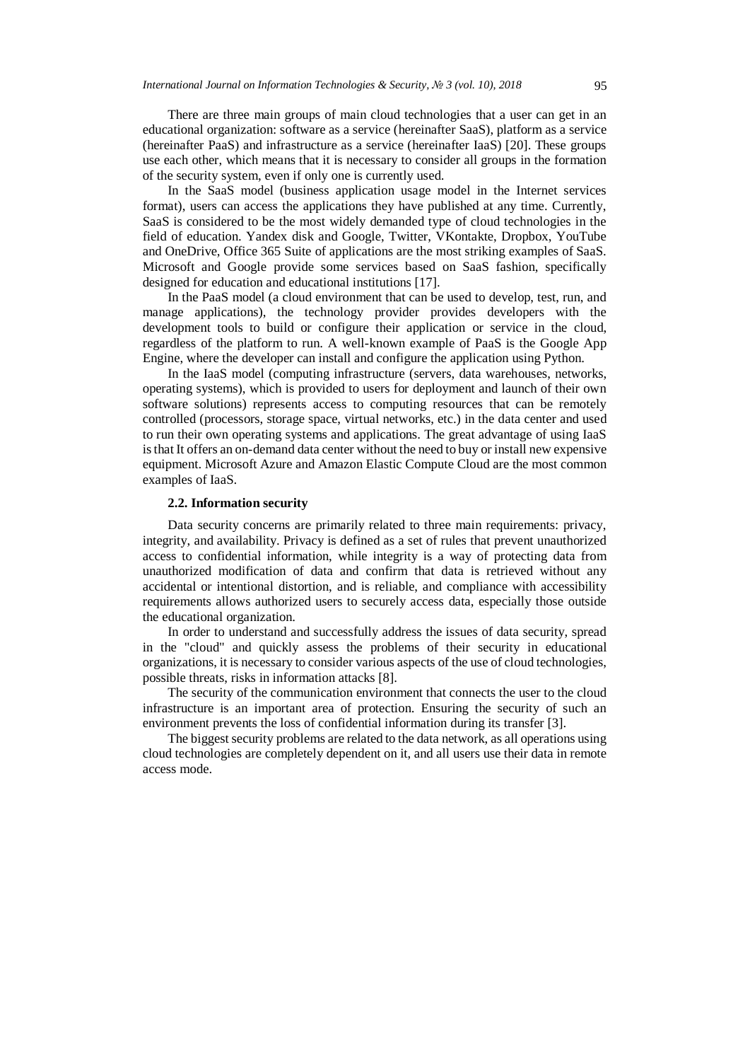There are three main groups of main cloud technologies that a user can get in an educational organization: software as a service (hereinafter SaaS), platform as a service (hereinafter PaaS) and infrastructure as a service (hereinafter IaaS) [20]. These groups use each other, which means that it is necessary to consider all groups in the formation of the security system, even if only one is currently used.

In the SaaS model (business application usage model in the Internet services format), users can access the applications they have published at any time. Currently, SaaS is considered to be the most widely demanded type of cloud technologies in the field of education. Yandex disk and Google, Twitter, VKontakte, Dropbox, YouTube and OneDrive, Office 365 Suite of applications are the most striking examples of SaaS. Microsoft and Google provide some services based on SaaS fashion, specifically designed for education and educational institutions [17].

In the PaaS model (a cloud environment that can be used to develop, test, run, and manage applications), the technology provider provides developers with the development tools to build or configure their application or service in the cloud, regardless of the platform to run. A well-known example of PaaS is the Google App Engine, where the developer can install and configure the application using Python.

In the IaaS model (computing infrastructure (servers, data warehouses, networks, operating systems), which is provided to users for deployment and launch of their own software solutions) represents access to computing resources that can be remotely controlled (processors, storage space, virtual networks, etc.) in the data center and used to run their own operating systems and applications. The great advantage of using IaaS is that It offers an on-demand data center without the need to buy or install new expensive equipment. Microsoft Azure and Amazon Elastic Compute Cloud are the most common examples of IaaS.

### 2.2. Information security

Data security concerns are primarily related to three main requirements: privacy, integrity, and availability. Privacy is defined as a set of rules that prevent unauthorized access to confidential information, while integrity is a way of protecting data from unauthorized modification of data and confirm that data is retrieved without any accidental or intentional distortion, and is reliable, and compliance with accessibility requirements allows authorized users to securely access data, especially those outside the educational organization.

In order to understand and successfully address the issues of data security, spread in the "cloud" and quickly assess the problems of their security in educational organizations, it is necessary to consider various aspects of the use of cloud technologies, possible threats, risks in information attacks [8].

The security of the communication environment that connects the user to the cloud infrastructure is an important area of protection. Ensuring the security of such an environment prevents the loss of confidential information during its transfer [3].

The biggest security problems are related to the data network, as all operations using cloud technologies are completely dependent on it, and all users use their data in remote access mode.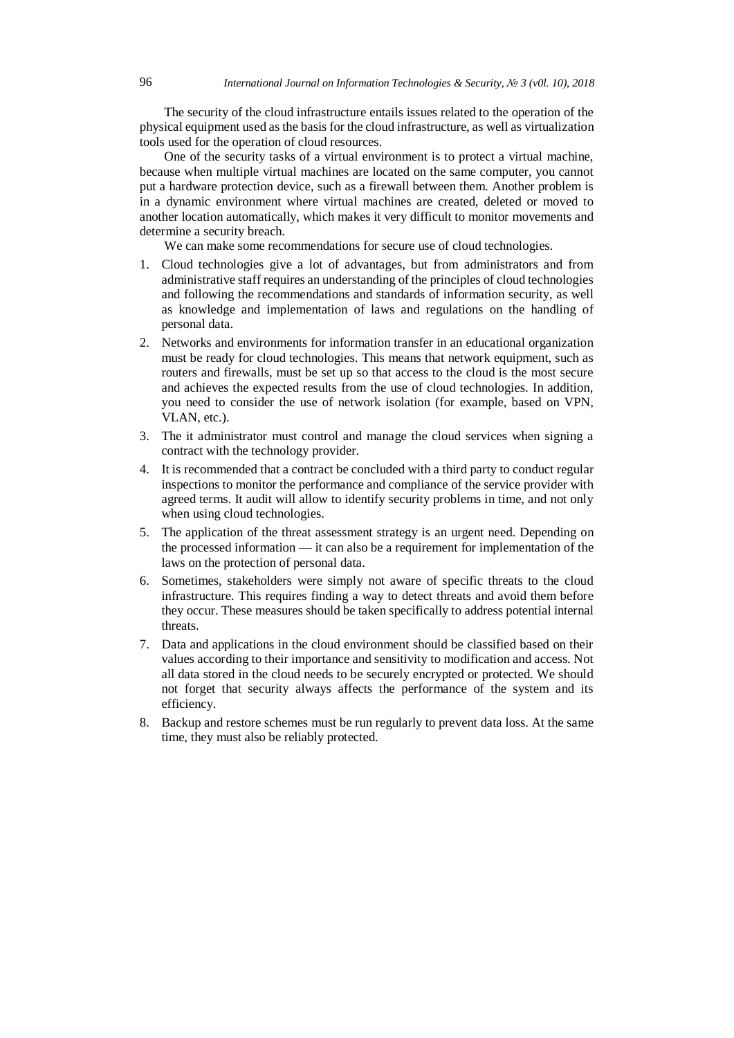The security of the cloud infrastructure entails issues related to the operation of the physical equipment used as the basis for the cloud infrastructure, as well as virtualization tools used for the operation of cloud resources.

One of the security tasks of a virtual environment is to protect a virtual machine, because when multiple virtual machines are located on the same computer, you cannot put a hardware protection device, such as a firewall between them. Another problem is in a dynamic environment where virtual machines are created, deleted or moved to another location automatically, which makes it very difficult to monitor movements and determine a security breach.

We can make some recommendations for secure use of cloud technologies.

1. Cloud technologies give a lot of advantages, but from administrators and from administrative staff requires an understanding of the principles of cloud technologies and following the recommendations and standards of information security, as well as knowledge and implementation of laws and regulations on the handling of personal data.
2. Networks and environments for information transfer in an educational organization must be ready for cloud technologies. This means that network equipment, such as routers and firewalls, must be set up so that access to the cloud is the most secure and achieves the expected results from the use of cloud technologies. In addition, you need to consider the use of network isolation (for example, based on VPN, VLAN, etc.).
3. The it administrator must control and manage the cloud services when signing a contract with the technology provider.
4. It is recommended that a contract be concluded with a third party to conduct regular inspections to monitor the performance and compliance of the service provider with agreed terms. It audit will allow to identify security problems in time, and not only when using cloud technologies.
5. The application of the threat assessment strategy is an urgent need. Depending on the processed information — it can also be a requirement for implementation of the laws on the protection of personal data.
6. Sometimes, stakeholders were simply not aware of specific threats to the cloud infrastructure. This requires finding a way to detect threats and avoid them before they occur. These measures should be taken specifically to address potential internal threats.
7. Data and applications in the cloud environment should be classified based on their values according to their importance and sensitivity to modification and access. Not all data stored in the cloud needs to be securely encrypted or protected. We should not forget that security always affects the performance of the system and its efficiency.
8. Backup and restore schemes must be run regularly to prevent data loss. At the same time, they must also be reliably protected.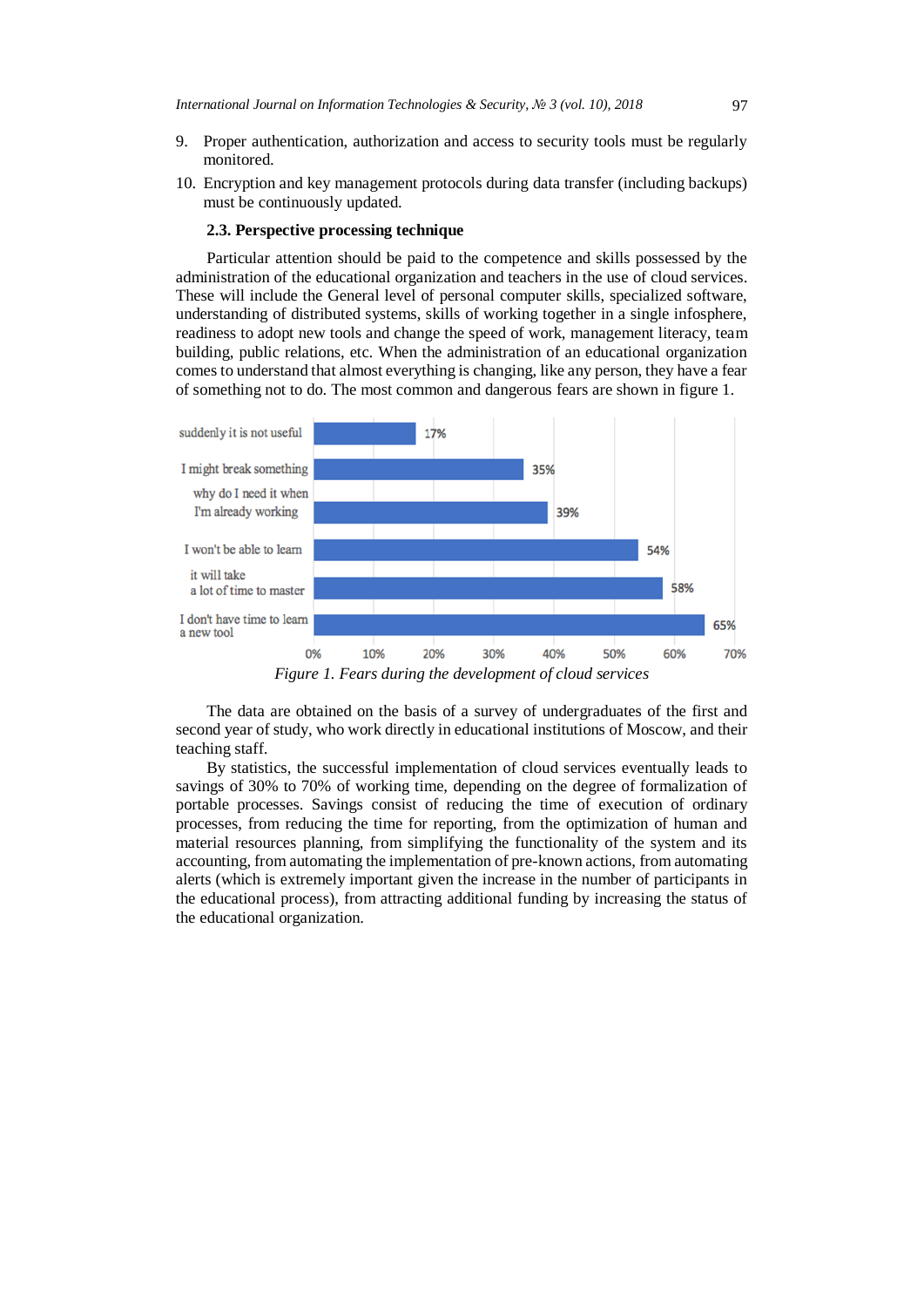9. Proper authentication, authorization and access to security tools must be regularly monitored.
10. Encryption and key management protocols during data transfer (including backups) must be continuously updated.

### 2.3. Perspective processing technique

Particular attention should be paid to the competence and skills possessed by the administration of the educational organization and teachers in the use of cloud services. These will include the General level of personal computer skills, specialized software, understanding of distributed systems, skills of working together in a single infosphere, readiness to adopt new tools and change the speed of work, management literacy, team building, public relations, etc. When the administration of an educational organization comes to understand that almost everything is changing, like any person, they have a fear of something not to do. The most common and dangerous fears are shown in figure 1.

| Fear | Percentage |
|---|---|
| suddenly it is not useful | 17% |
| I might break something | 35% |
| why do I need it when I'm already working | 39% |
| I won't be able to learn | 54% |
| it will take a lot of time to master | 58% |
| I don't have time to learn a new tool | 65% |

*Figure 1. Fears during the development of cloud services*

The data are obtained on the basis of a survey of undergraduates of the first and second year of study, who work directly in educational institutions of Moscow, and their teaching staff.

By statistics, the successful implementation of cloud services eventually leads to savings of 30% to 70% of working time, depending on the degree of formalization of portable processes. Savings consist of reducing the time of execution of ordinary processes, from reducing the time for reporting, from the optimization of human and material resources planning, from simplifying the functionality of the system and its accounting, from automating the implementation of pre-known actions, from automating alerts (which is extremely important given the increase in the number of participants in the educational process), from attracting additional funding by increasing the status of the educational organization.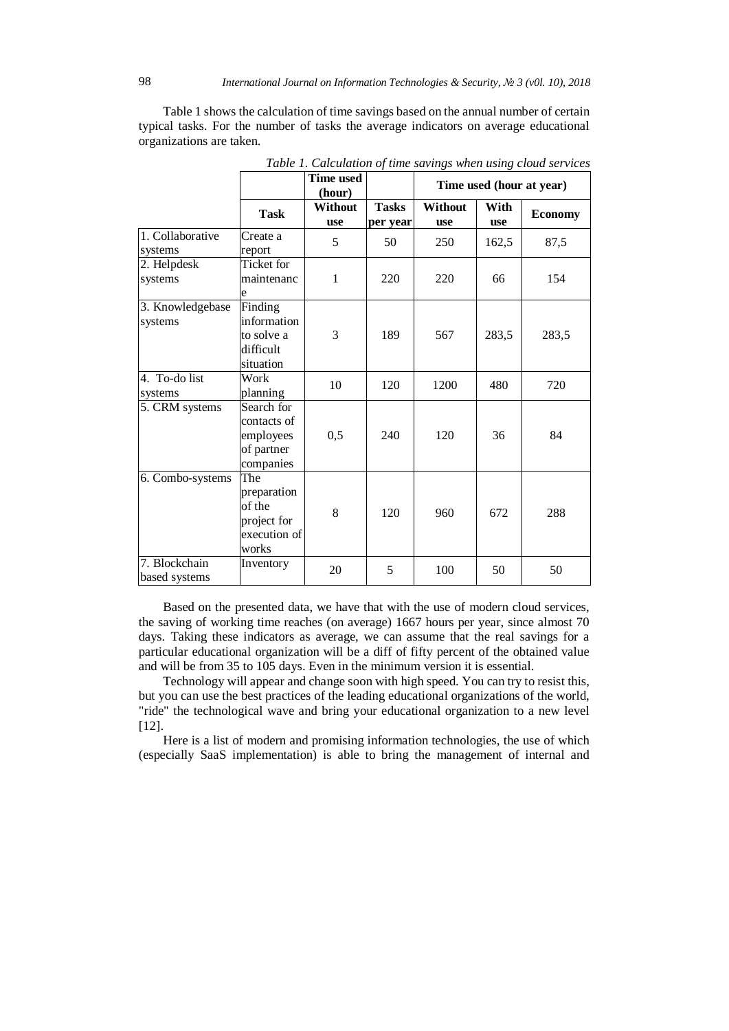Table 1 shows the calculation of time savings based on the annual number of certain typical tasks. For the number of tasks the average indicators on average educational organizations are taken.

*Table 1. Calculation of time savings when using cloud services*

| | | **Time used (hour)** | | **Time used (hour at year)** | | |
|---|---|---|---|---|---|---|
| | **Task** | **Without use** | **Tasks per year** | **Without use** | **With use** | **Economy** |
| 1. Collaborative systems | Create a report | 5 | 50 | 250 | 162,5 | 87,5 |
| 2. Helpdesk systems | Ticket for maintenance | 1 | 220 | 220 | 66 | 154 |
| 3. Knowledgebase systems | Finding information to solve a difficult situation | 3 | 189 | 567 | 283,5 | 283,5 |
| 4. To-do list systems | Work planning | 10 | 120 | 1200 | 480 | 720 |
| 5. CRM systems | Search for contacts of employees of partner companies | 0,5 | 240 | 120 | 36 | 84 |
| 6. Combo-systems | The preparation of the project for execution of works | 8 | 120 | 960 | 672 | 288 |
| 7. Blockchain based systems | Inventory | 20 | 5 | 100 | 50 | 50 |

Based on the presented data, we have that with the use of modern cloud services, the saving of working time reaches (on average) 1667 hours per year, since almost 70 days. Taking these indicators as average, we can assume that the real savings for a particular educational organization will be a diff of fifty percent of the obtained value and will be from 35 to 105 days. Even in the minimum version it is essential.

Technology will appear and change soon with high speed. You can try to resist this, but you can use the best practices of the leading educational organizations of the world, "ride" the technological wave and bring your educational organization to a new level [12].

Here is a list of modern and promising information technologies, the use of which (especially SaaS implementation) is able to bring the management of internal and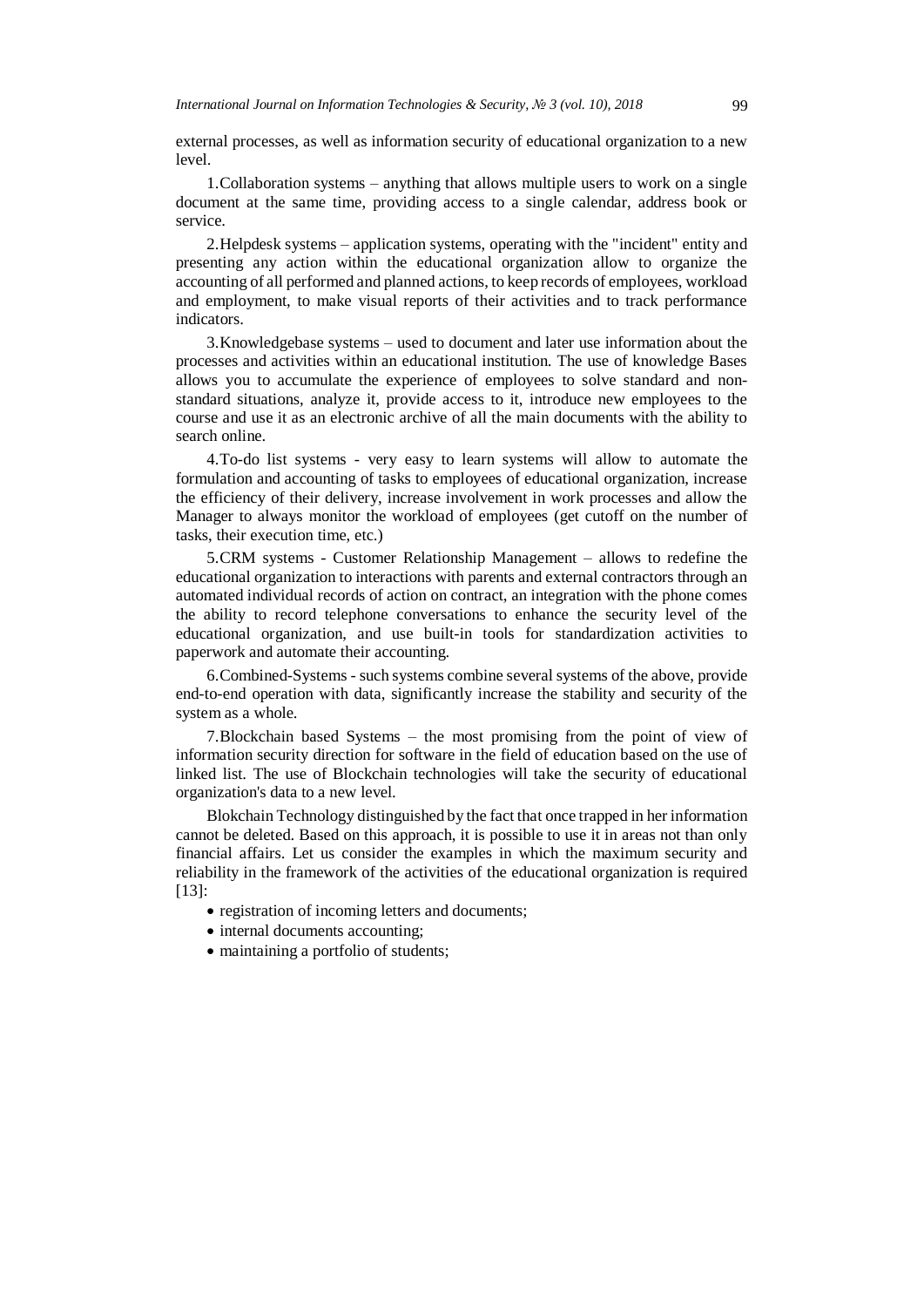external processes, as well as information security of educational organization to a new level.

1.Collaboration systems – anything that allows multiple users to work on a single document at the same time, providing access to a single calendar, address book or service.

2.Helpdesk systems – application systems, operating with the "incident" entity and presenting any action within the educational organization allow to organize the accounting of all performed and planned actions, to keep records of employees, workload and employment, to make visual reports of their activities and to track performance indicators.

3.Knowledgebase systems – used to document and later use information about the processes and activities within an educational institution. The use of knowledge Bases allows you to accumulate the experience of employees to solve standard and non-standard situations, analyze it, provide access to it, introduce new employees to the course and use it as an electronic archive of all the main documents with the ability to search online.

4.To-do list systems - very easy to learn systems will allow to automate the formulation and accounting of tasks to employees of educational organization, increase the efficiency of their delivery, increase involvement in work processes and allow the Manager to always monitor the workload of employees (get cutoff on the number of tasks, their execution time, etc.)

5.CRM systems - Customer Relationship Management – allows to redefine the educational organization to interactions with parents and external contractors through an automated individual records of action on contract, an integration with the phone comes the ability to record telephone conversations to enhance the security level of the educational organization, and use built-in tools for standardization activities to paperwork and automate their accounting.

6.Combined-Systems - such systems combine several systems of the above, provide end-to-end operation with data, significantly increase the stability and security of the system as a whole.

7.Blockchain based Systems – the most promising from the point of view of information security direction for software in the field of education based on the use of linked list. The use of Blockchain technologies will take the security of educational organization's data to a new level.

Blokchain Technology distinguished by the fact that once trapped in her information cannot be deleted. Based on this approach, it is possible to use it in areas not than only financial affairs. Let us consider the examples in which the maximum security and reliability in the framework of the activities of the educational organization is required [13]:

- registration of incoming letters and documents;
- internal documents accounting;
- maintaining a portfolio of students;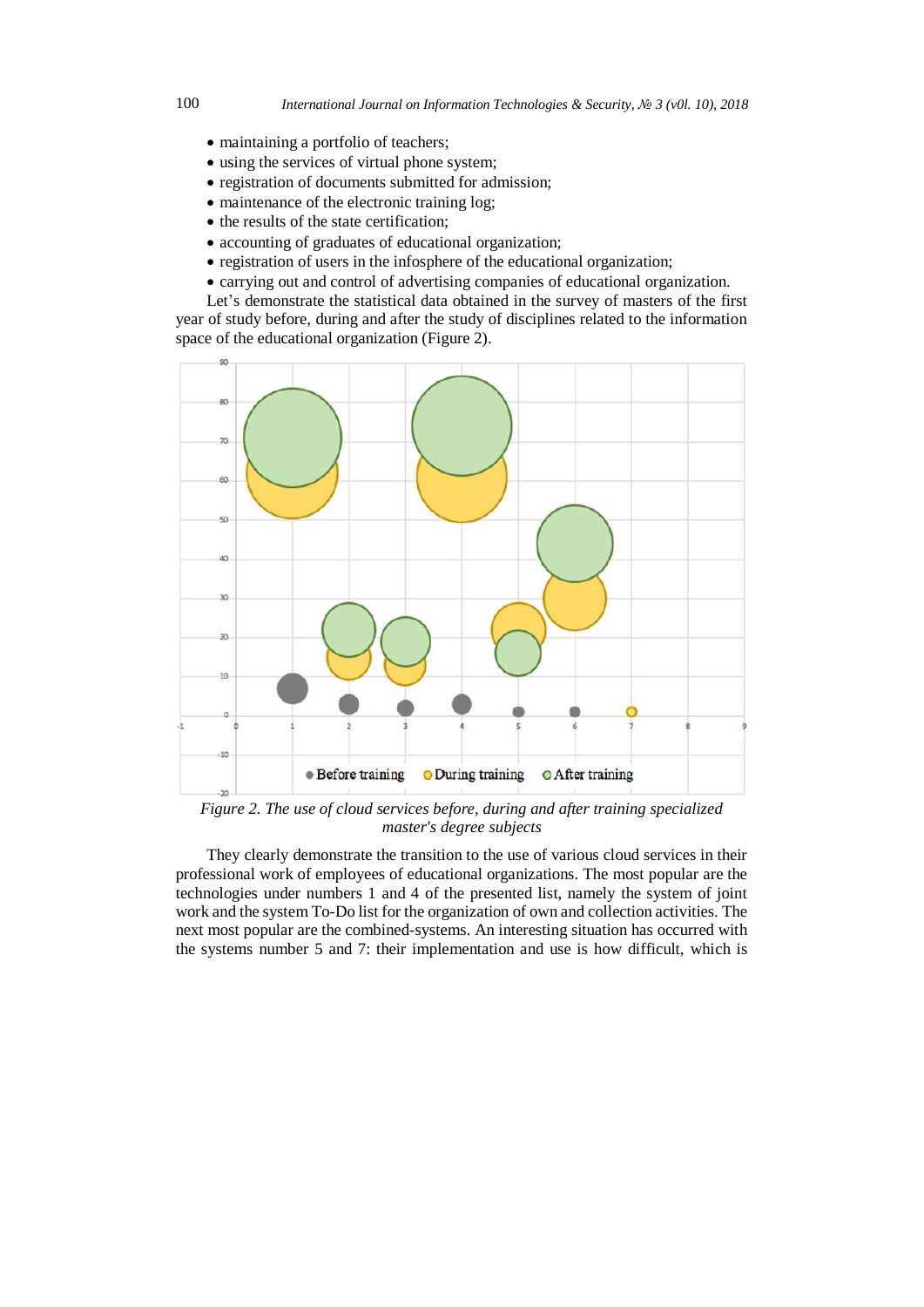- maintaining a portfolio of teachers;
- using the services of virtual phone system;
- registration of documents submitted for admission;
- maintenance of the electronic training log;
- the results of the state certification;
- accounting of graduates of educational organization;
- registration of users in the infosphere of the educational organization;
- carrying out and control of advertising companies of educational organization.

Let's demonstrate the statistical data obtained in the survey of masters of the first year of study before, during and after the study of disciplines related to the information space of the educational organization (Figure 2).

*Figure 2. The use of cloud services before, during and after training specialized master's degree subjects*

They clearly demonstrate the transition to the use of various cloud services in their professional work of employees of educational organizations. The most popular are the technologies under numbers 1 and 4 of the presented list, namely the system of joint work and the system To-Do list for the organization of own and collection activities. The next most popular are the combined-systems. An interesting situation has occurred with the systems number 5 and 7: their implementation and use is how difficult, which is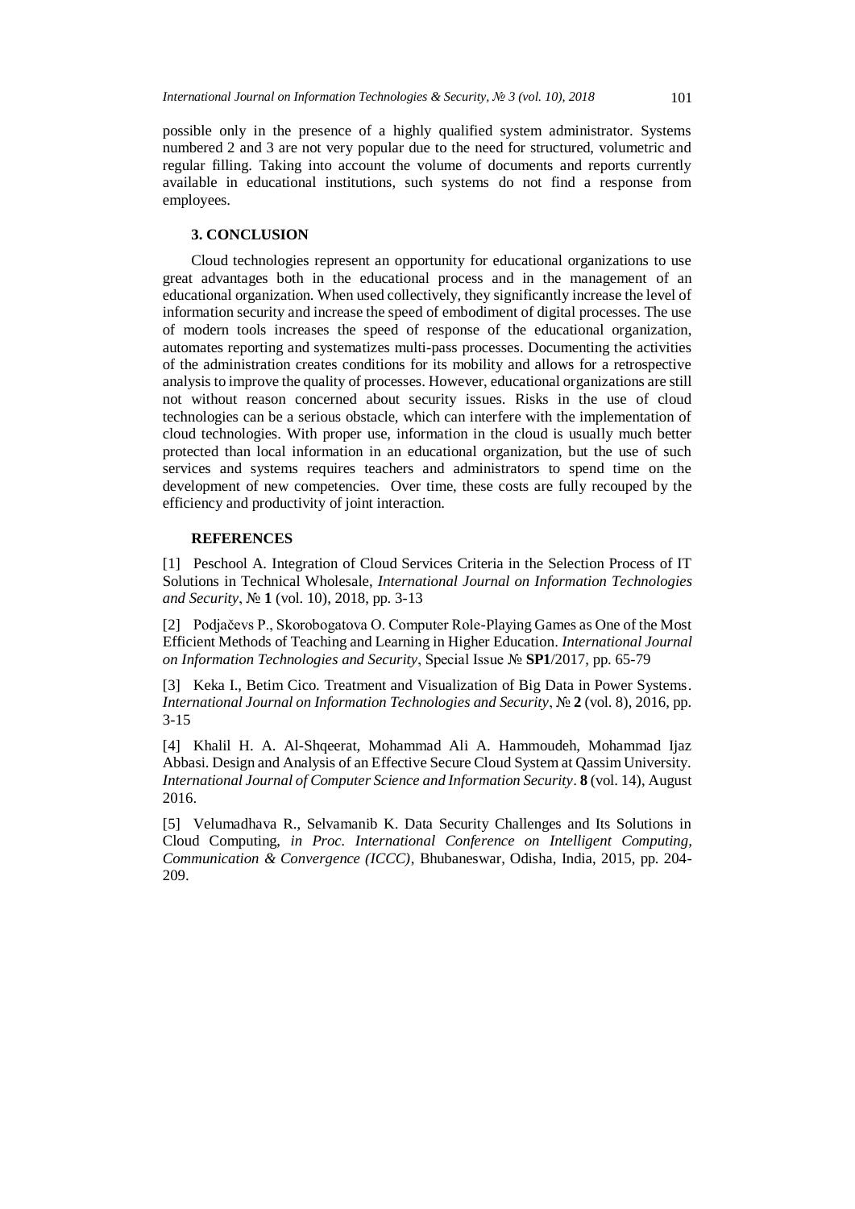possible only in the presence of a highly qualified system administrator. Systems numbered 2 and 3 are not very popular due to the need for structured, volumetric and regular filling. Taking into account the volume of documents and reports currently available in educational institutions, such systems do not find a response from employees.

### 3. CONCLUSION

Cloud technologies represent an opportunity for educational organizations to use great advantages both in the educational process and in the management of an educational organization. When used collectively, they significantly increase the level of information security and increase the speed of embodiment of digital processes. The use of modern tools increases the speed of response of the educational organization, automates reporting and systematizes multi-pass processes. Documenting the activities of the administration creates conditions for its mobility and allows for a retrospective analysis to improve the quality of processes. However, educational organizations are still not without reason concerned about security issues. Risks in the use of cloud technologies can be a serious obstacle, which can interfere with the implementation of cloud technologies. With proper use, information in the cloud is usually much better protected than local information in an educational organization, but the use of such services and systems requires teachers and administrators to spend time on the development of new competencies. Over time, these costs are fully recouped by the efficiency and productivity of joint interaction.

### REFERENCES

[1] Peschool A. Integration of Cloud Services Criteria in the Selection Process of IT Solutions in Technical Wholesale, *International Journal on Information Technologies and Security*, № **1** (vol. 10), 2018, pp. 3-13

[2] Podjačevs P., Skorobogatova O. Computer Role-Playing Games as One of the Most Efficient Methods of Teaching and Learning in Higher Education. *International Journal on Information Technologies and Security*, Special Issue № **SP1**/2017, pp. 65-79

[3] Keka I., Betim Cico. Treatment and Visualization of Big Data in Power Systems. *International Journal on Information Technologies and Security*, № **2** (vol. 8), 2016, pp. 3-15

[4] Khalil H. A. Al-Shqeerat, Mohammad Ali A. Hammoudeh, Mohammad Ijaz Abbasi. Design and Analysis of an Effective Secure Cloud System at Qassim University. *International Journal of Computer Science and Information Security*. **8** (vol. 14), August 2016.

[5] Velumadhava R., Selvamanib K. Data Security Challenges and Its Solutions in Cloud Computing, *in Proc. International Conference on Intelligent Computing, Communication & Convergence (ICCC)*, Bhubaneswar, Odisha, India, 2015, pp. 204-209.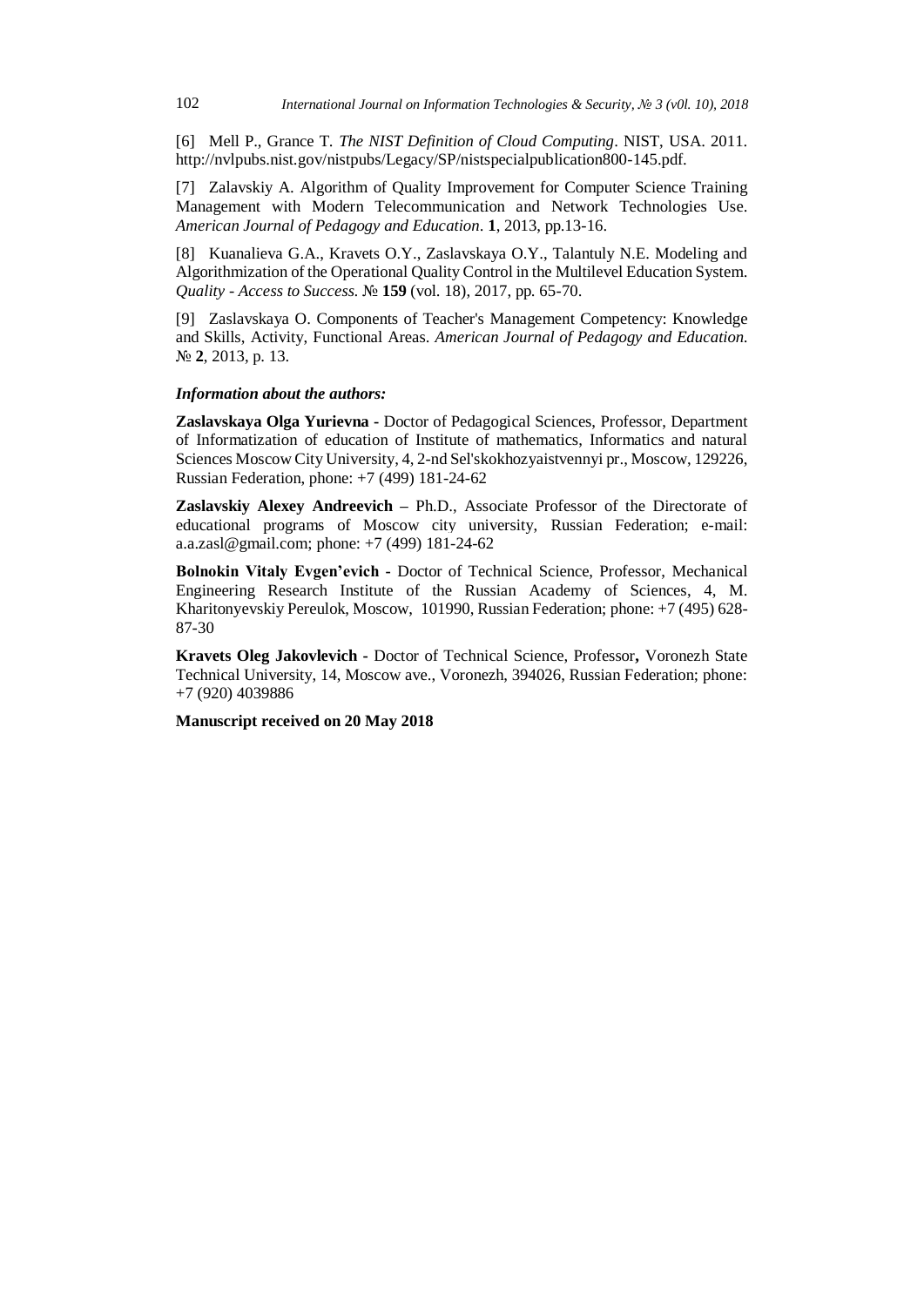[6] Mell P., Grance T. *The NIST Definition of Cloud Computing*. NIST, USA. 2011. http://nvlpubs.nist.gov/nistpubs/Legacy/SP/nistspecialpublication800-145.pdf.

[7] Zalavskiy A. Algorithm of Quality Improvement for Computer Science Training Management with Modern Telecommunication and Network Technologies Use. *American Journal of Pedagogy and Education*. **1**, 2013, pp.13-16.

[8] Kuanalieva G.A., Kravets O.Y., Zaslavskaya O.Y., Talantuly N.E. Modeling and Algorithmization of the Operational Quality Control in the Multilevel Education System. *Quality - Access to Success*. № **159** (vol. 18), 2017, pp. 65-70.

[9] Zaslavskaya O. Components of Teacher's Management Competency: Knowledge and Skills, Activity, Functional Areas. *American Journal of Pedagogy and Education*. № **2**, 2013, p. 13.

***Information about the authors:***

**Zaslavskaya Olga Yurievna** - Doctor of Pedagogical Sciences, Professor, Department of Informatization of education of Institute of mathematics, Informatics and natural Sciences Moscow City University, 4, 2-nd Sel'skokhozyaistvennyi pr., Moscow, 129226, Russian Federation, phone: +7 (499) 181-24-62

**Zaslavskiy Alexey Andreevich** – Ph.D., Associate Professor of the Directorate of educational programs of Moscow city university, Russian Federation; e-mail: a.a.zasl@gmail.com; phone: +7 (499) 181-24-62

**Bolnokin Vitaly Evgen'evich** - Doctor of Technical Science, Professor, Mechanical Engineering Research Institute of the Russian Academy of Sciences, 4, M. Kharitonyevskiy Pereulok, Moscow, 101990, Russian Federation; phone: +7 (495) 628-87-30

**Kravets Oleg Jakovlevich** - Doctor of Technical Science, Professor**,** Voronezh State Technical University, 14, Moscow ave., Voronezh, 394026, Russian Federation; phone: +7 (920) 4039886

**Manuscript received on 20 May 2018**